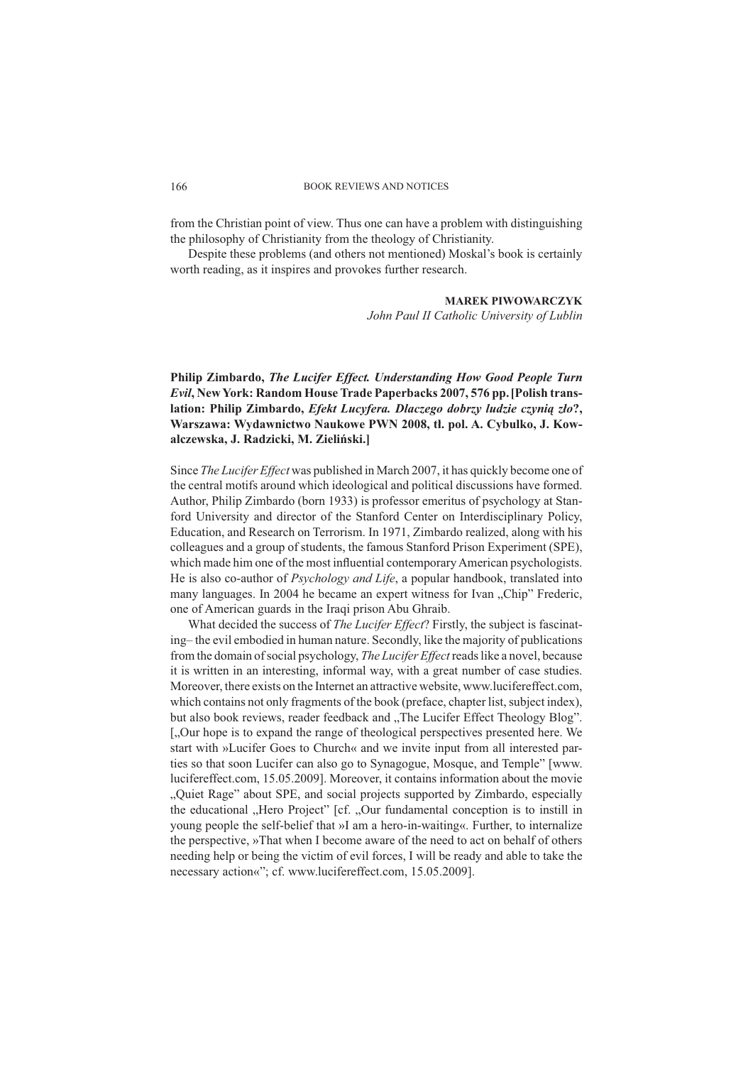from the Christian point of view. Thus one can have a problem with distinguishing the philosophy of Christianity from the theology of Christianity.

Despite these problems (and others not mentioned) Moskal's book is certainly worth reading, as it inspires and provokes further research.

**MAREK PIWOWARCZYK**
*John Paul II Catholic University of Lublin*

**Philip Zimbardo, *The Lucifer Effect. Understanding How Good People Turn Evil*, New York: Random House Trade Paperbacks 2007, 576 pp. [Polish translation: Philip Zimbardo, *Efekt Lucyfera. Dlaczego dobrzy ludzie czynią zło?*, Warszawa: Wydawnictwo Naukowe PWN 2008, tł. pol. A. Cybulko, J. Kowalczewska, J. Radzicki, M. Zieliński.]**

Since *The Lucifer Effect* was published in March 2007, it has quickly become one of the central motifs around which ideological and political discussions have formed. Author, Philip Zimbardo (born 1933) is professor emeritus of psychology at Stanford University and director of the Stanford Center on Interdisciplinary Policy, Education, and Research on Terrorism. In 1971, Zimbardo realized, along with his colleagues and a group of students, the famous Stanford Prison Experiment (SPE), which made him one of the most influential contemporary American psychologists. He is also co-author of *Psychology and Life*, a popular handbook, translated into many languages. In 2004 he became an expert witness for Ivan „Chip" Frederic, one of American guards in the Iraqi prison Abu Ghraib.

What decided the success of *The Lucifer Effect*? Firstly, the subject is fascinating– the evil embodied in human nature. Secondly, like the majority of publications from the domain of social psychology, *The Lucifer Effect* reads like a novel, because it is written in an interesting, informal way, with a great number of case studies. Moreover, there exists on the Internet an attractive website, www.lucifereffect.com, which contains not only fragments of the book (preface, chapter list, subject index), but also book reviews, reader feedback and „The Lucifer Effect Theology Blog". [„Our hope is to expand the range of theological perspectives presented here. We start with »Lucifer Goes to Church« and we invite input from all interested parties so that soon Lucifer can also go to Synagogue, Mosque, and Temple" [www.lucifereffect.com, 15.05.2009]. Moreover, it contains information about the movie „Quiet Rage" about SPE, and social projects supported by Zimbardo, especially the educational „Hero Project" [cf. „Our fundamental conception is to instill in young people the self-belief that »I am a hero-in-waiting«. Further, to internalize the perspective, »That when I become aware of the need to act on behalf of others needing help or being the victim of evil forces, I will be ready and able to take the necessary action«"; cf. www.lucifereffect.com, 15.05.2009].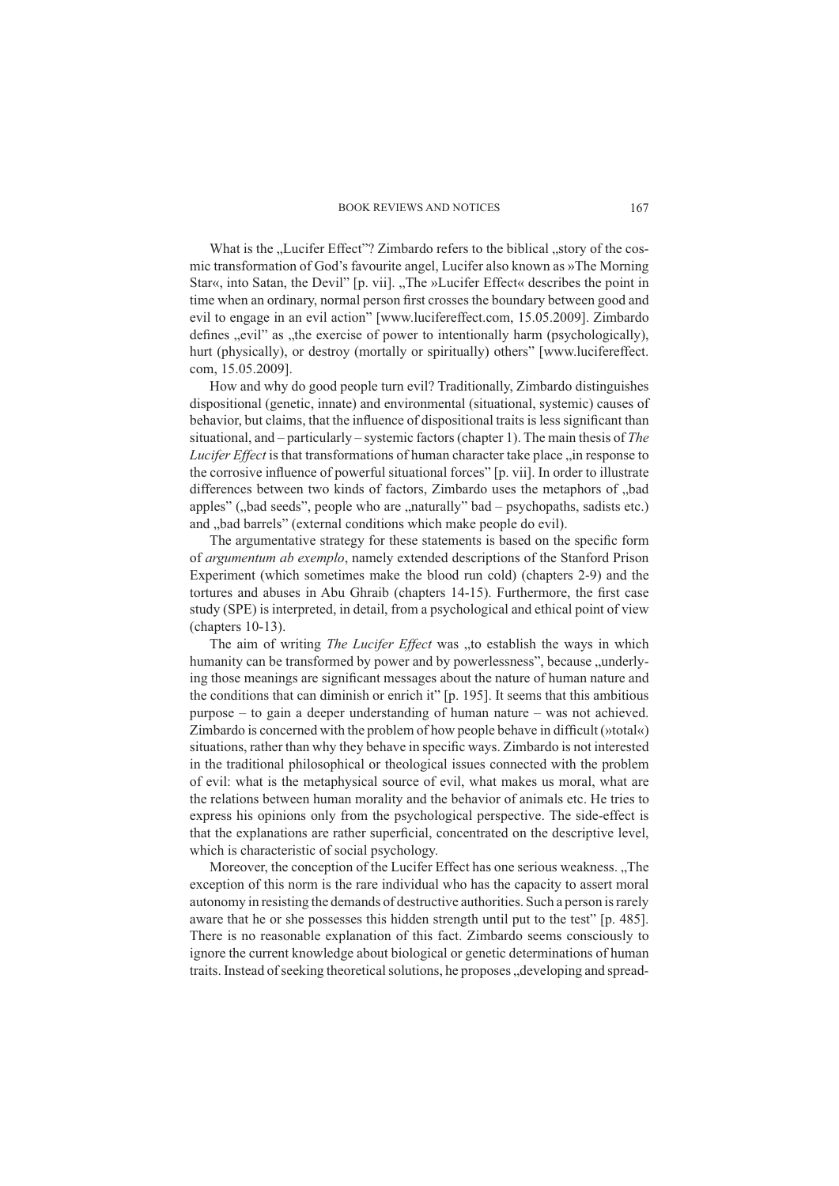What is the „Lucifer Effect"? Zimbardo refers to the biblical „story of the cosmic transformation of God's favourite angel, Lucifer also known as »The Morning Star«, into Satan, the Devil" [p. vii]. „The »Lucifer Effect« describes the point in time when an ordinary, normal person first crosses the boundary between good and evil to engage in an evil action" [www.lucifereffect.com, 15.05.2009]. Zimbardo defines „evil" as „the exercise of power to intentionally harm (psychologically), hurt (physically), or destroy (mortally or spiritually) others" [www.lucifereffect.com, 15.05.2009].

How and why do good people turn evil? Traditionally, Zimbardo distinguishes dispositional (genetic, innate) and environmental (situational, systemic) causes of behavior, but claims, that the influence of dispositional traits is less significant than situational, and – particularly – systemic factors (chapter 1). The main thesis of *The Lucifer Effect* is that transformations of human character take place „in response to the corrosive influence of powerful situational forces" [p. vii]. In order to illustrate differences between two kinds of factors, Zimbardo uses the metaphors of „bad apples" („bad seeds", people who are „naturally" bad – psychopaths, sadists etc.) and „bad barrels" (external conditions which make people do evil).

The argumentative strategy for these statements is based on the specific form of *argumentum ab exemplo*, namely extended descriptions of the Stanford Prison Experiment (which sometimes make the blood run cold) (chapters 2-9) and the tortures and abuses in Abu Ghraib (chapters 14-15). Furthermore, the first case study (SPE) is interpreted, in detail, from a psychological and ethical point of view (chapters 10-13).

The aim of writing *The Lucifer Effect* was „to establish the ways in which humanity can be transformed by power and by powerlessness", because „underlying those meanings are significant messages about the nature of human nature and the conditions that can diminish or enrich it" [p. 195]. It seems that this ambitious purpose – to gain a deeper understanding of human nature – was not achieved. Zimbardo is concerned with the problem of how people behave in difficult (»total«) situations, rather than why they behave in specific ways. Zimbardo is not interested in the traditional philosophical or theological issues connected with the problem of evil: what is the metaphysical source of evil, what makes us moral, what are the relations between human morality and the behavior of animals etc. He tries to express his opinions only from the psychological perspective. The side-effect is that the explanations are rather superficial, concentrated on the descriptive level, which is characteristic of social psychology.

Moreover, the conception of the Lucifer Effect has one serious weakness. „The exception of this norm is the rare individual who has the capacity to assert moral autonomy in resisting the demands of destructive authorities. Such a person is rarely aware that he or she possesses this hidden strength until put to the test" [p. 485]. There is no reasonable explanation of this fact. Zimbardo seems consciously to ignore the current knowledge about biological or genetic determinations of human traits. Instead of seeking theoretical solutions, he proposes „developing and spread-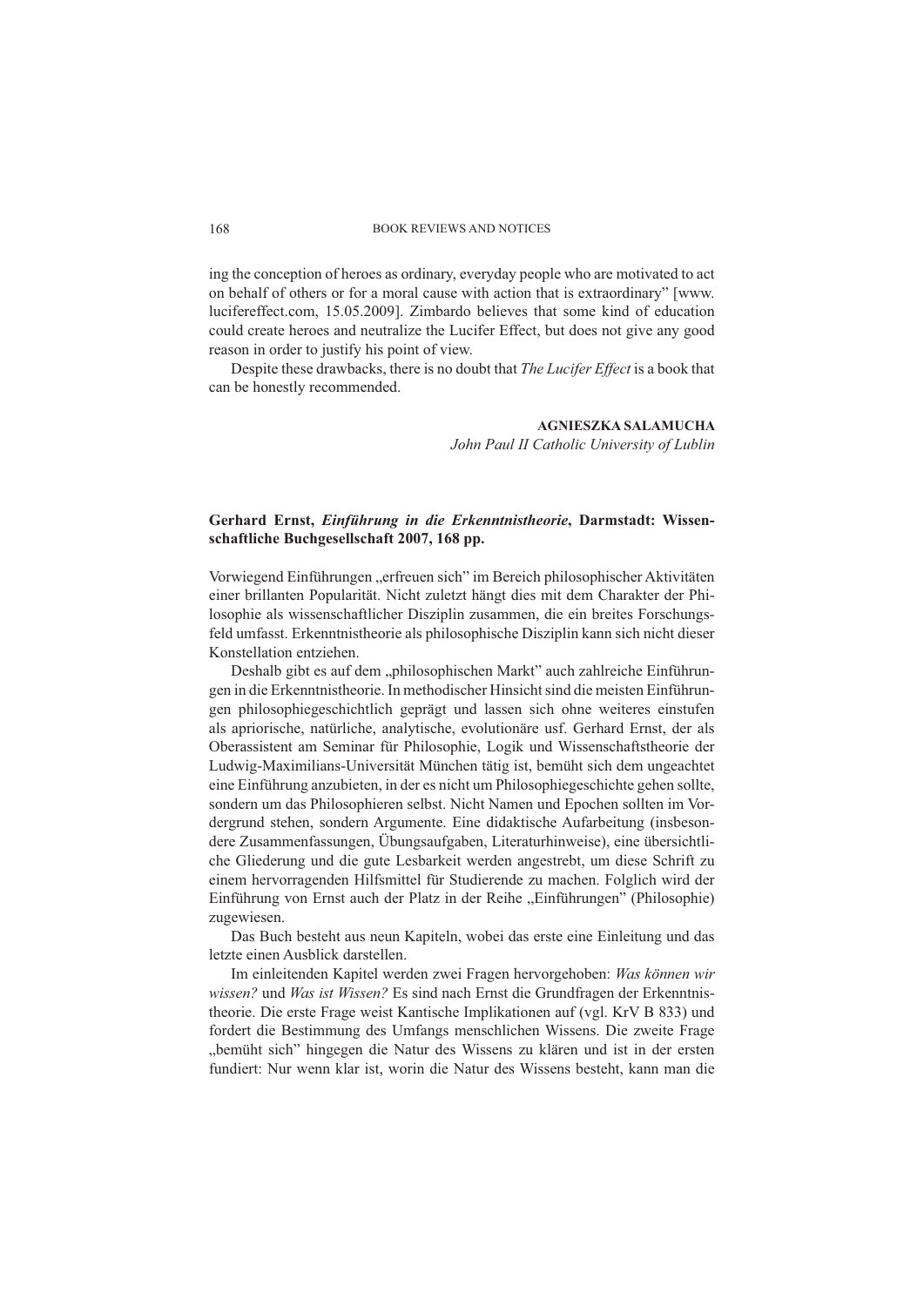ing the conception of heroes as ordinary, everyday people who are motivated to act on behalf of others or for a moral cause with action that is extraordinary" [www.lucifereffect.com, 15.05.2009]. Zimbardo believes that some kind of education could create heroes and neutralize the Lucifer Effect, but does not give any good reason in order to justify his point of view.

Despite these drawbacks, there is no doubt that *The Lucifer Effect* is a book that can be honestly recommended.

**AGNIESZKA SALAMUCHA**
*John Paul II Catholic University of Lublin*

**Gerhard Ernst, *Einführung in die Erkenntnistheorie*, Darmstadt: Wissenschaftliche Buchgesellschaft 2007, 168 pp.**

Vorwiegend Einführungen „erfreuen sich" im Bereich philosophischer Aktivitäten einer brillanten Popularität. Nicht zuletzt hängt dies mit dem Charakter der Philosophie als wissenschaftlicher Disziplin zusammen, die ein breites Forschungsfeld umfasst. Erkenntnistheorie als philosophische Disziplin kann sich nicht dieser Konstellation entziehen.

Deshalb gibt es auf dem „philosophischen Markt" auch zahlreiche Einführungen in die Erkenntnistheorie. In methodischer Hinsicht sind die meisten Einführungen philosophiegeschichtlich geprägt und lassen sich ohne weiteres einstufen als apriorische, natürliche, analytische, evolutionäre usf. Gerhard Ernst, der als Oberassistent am Seminar für Philosophie, Logik und Wissenschaftstheorie der Ludwig-Maximilians-Universität München tätig ist, bemüht sich dem ungeachtet eine Einführung anzubieten, in der es nicht um Philosophiegeschichte gehen sollte, sondern um das Philosophieren selbst. Nicht Namen und Epochen sollten im Vordergrund stehen, sondern Argumente. Eine didaktische Aufarbeitung (insbesondere Zusammenfassungen, Übungsaufgaben, Literaturhinweise), eine übersichtliche Gliederung und die gute Lesbarkeit werden angestrebt, um diese Schrift zu einem hervorragenden Hilfsmittel für Studierende zu machen. Folglich wird der Einführung von Ernst auch der Platz in der Reihe „Einführungen" (Philosophie) zugewiesen.

Das Buch besteht aus neun Kapiteln, wobei das erste eine Einleitung und das letzte einen Ausblick darstellen.

Im einleitenden Kapitel werden zwei Fragen hervorgehoben: *Was können wir wissen?* und *Was ist Wissen?* Es sind nach Ernst die Grundfragen der Erkenntnistheorie. Die erste Frage weist Kantische Implikationen auf (vgl. KrV B 833) und fordert die Bestimmung des Umfangs menschlichen Wissens. Die zweite Frage „bemüht sich" hingegen die Natur des Wissens zu klären und ist in der ersten fundiert: Nur wenn klar ist, worin die Natur des Wissens besteht, kann man die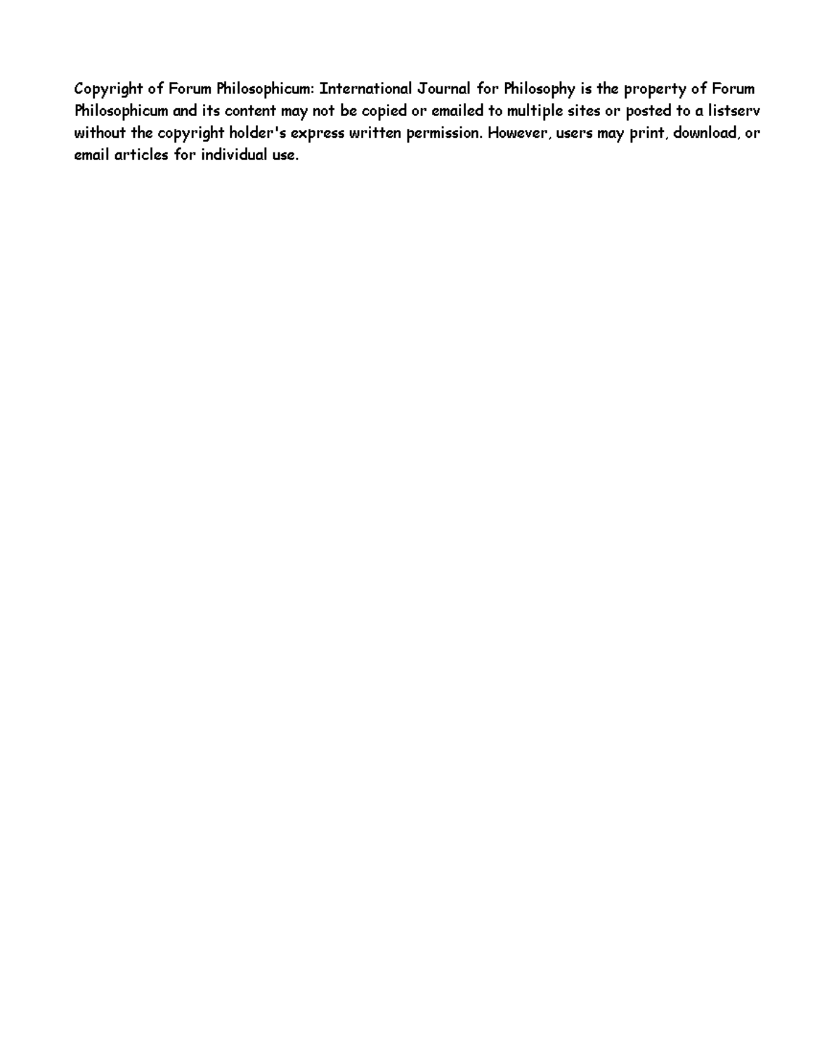Copyright of Forum Philosophicum: International Journal for Philosophy is the property of Forum Philosophicum and its content may not be copied or emailed to multiple sites or posted to a listserv without the copyright holder's express written permission. However, users may print, download, or email articles for individual use.